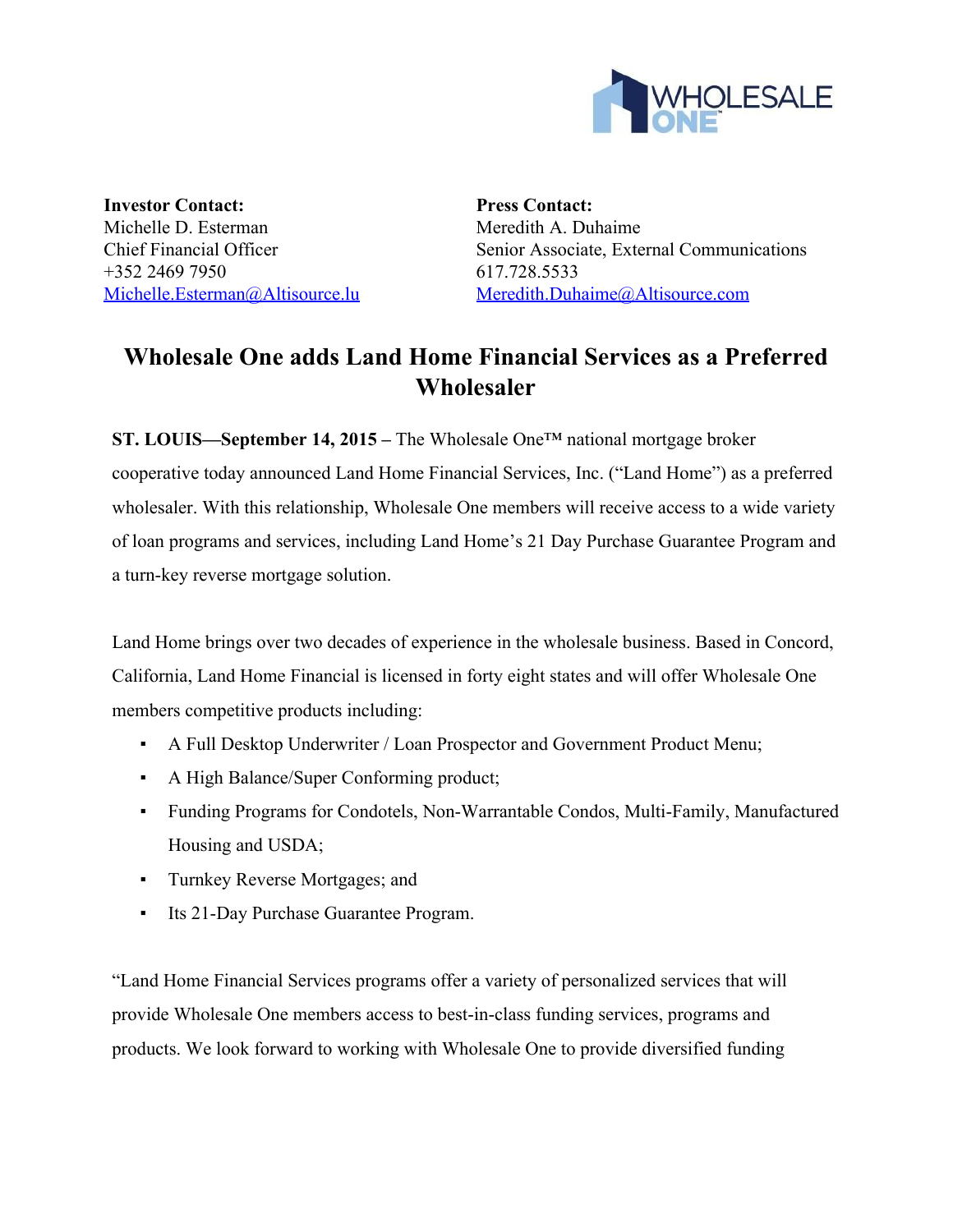**Investor Contact:**
Michelle D. Esterman
Chief Financial Officer
+352 2469 7950
Michelle.Esterman@Altisource.lu

**Press Contact:**
Meredith A. Duhaime
Senior Associate, External Communications
617.728.5533
Meredith.Duhaime@Altisource.com

# Wholesale One adds Land Home Financial Services as a Preferred Wholesaler

**ST. LOUIS—September 14, 2015 –** The Wholesale One™ national mortgage broker cooperative today announced Land Home Financial Services, Inc. ("Land Home") as a preferred wholesaler. With this relationship, Wholesale One members will receive access to a wide variety of loan programs and services, including Land Home's 21 Day Purchase Guarantee Program and a turn-key reverse mortgage solution.

Land Home brings over two decades of experience in the wholesale business. Based in Concord, California, Land Home Financial is licensed in forty eight states and will offer Wholesale One members competitive products including:

- A Full Desktop Underwriter / Loan Prospector and Government Product Menu;
- A High Balance/Super Conforming product;
- Funding Programs for Condotels, Non-Warrantable Condos, Multi-Family, Manufactured Housing and USDA;
- Turnkey Reverse Mortgages; and
- Its 21-Day Purchase Guarantee Program.

"Land Home Financial Services programs offer a variety of personalized services that will provide Wholesale One members access to best-in-class funding services, programs and products. We look forward to working with Wholesale One to provide diversified funding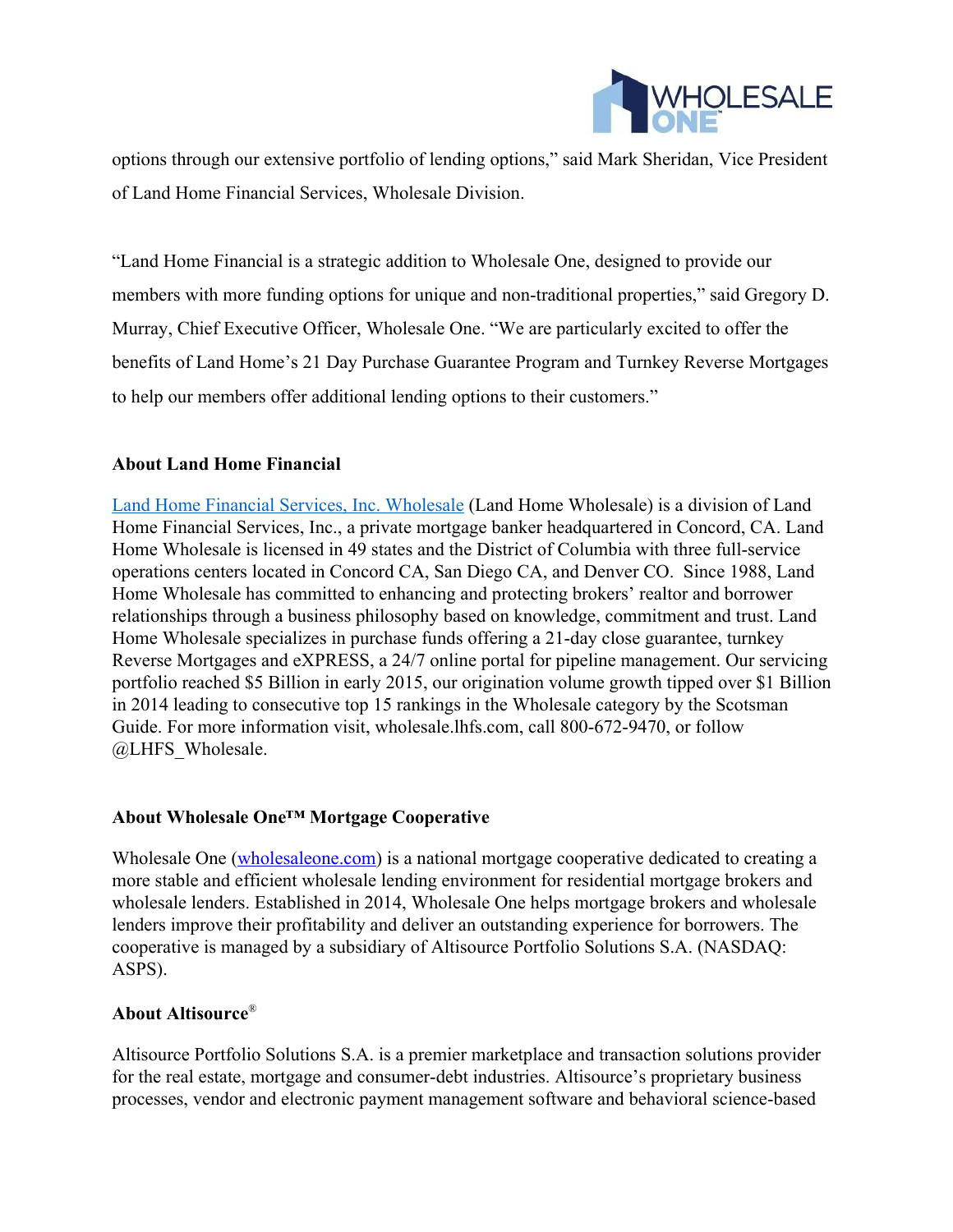options through our extensive portfolio of lending options," said Mark Sheridan, Vice President of Land Home Financial Services, Wholesale Division.

"Land Home Financial is a strategic addition to Wholesale One, designed to provide our members with more funding options for unique and non-traditional properties," said Gregory D. Murray, Chief Executive Officer, Wholesale One. "We are particularly excited to offer the benefits of Land Home's 21 Day Purchase Guarantee Program and Turnkey Reverse Mortgages to help our members offer additional lending options to their customers."

**About Land Home Financial**

[Land Home Financial Services, Inc. Wholesale](wholesale.lhfs.com) (Land Home Wholesale) is a division of Land Home Financial Services, Inc., a private mortgage banker headquartered in Concord, CA. Land Home Wholesale is licensed in 49 states and the District of Columbia with three full-service operations centers located in Concord CA, San Diego CA, and Denver CO. Since 1988, Land Home Wholesale has committed to enhancing and protecting brokers' realtor and borrower relationships through a business philosophy based on knowledge, commitment and trust. Land Home Wholesale specializes in purchase funds offering a 21-day close guarantee, turnkey Reverse Mortgages and eXPRESS, a 24/7 online portal for pipeline management. Our servicing portfolio reached $5 Billion in early 2015, our origination volume growth tipped over $1 Billion in 2014 leading to consecutive top 15 rankings in the Wholesale category by the Scotsman Guide. For more information visit, wholesale.lhfs.com, call 800-672-9470, or follow @LHFS_Wholesale.

**About Wholesale One™ Mortgage Cooperative**

Wholesale One ([wholesaleone.com](wholesaleone.com)) is a national mortgage cooperative dedicated to creating a more stable and efficient wholesale lending environment for residential mortgage brokers and wholesale lenders. Established in 2014, Wholesale One helps mortgage brokers and wholesale lenders improve their profitability and deliver an outstanding experience for borrowers. The cooperative is managed by a subsidiary of Altisource Portfolio Solutions S.A. (NASDAQ: ASPS).

**About Altisource®**

Altisource Portfolio Solutions S.A. is a premier marketplace and transaction solutions provider for the real estate, mortgage and consumer-debt industries. Altisource's proprietary business processes, vendor and electronic payment management software and behavioral science-based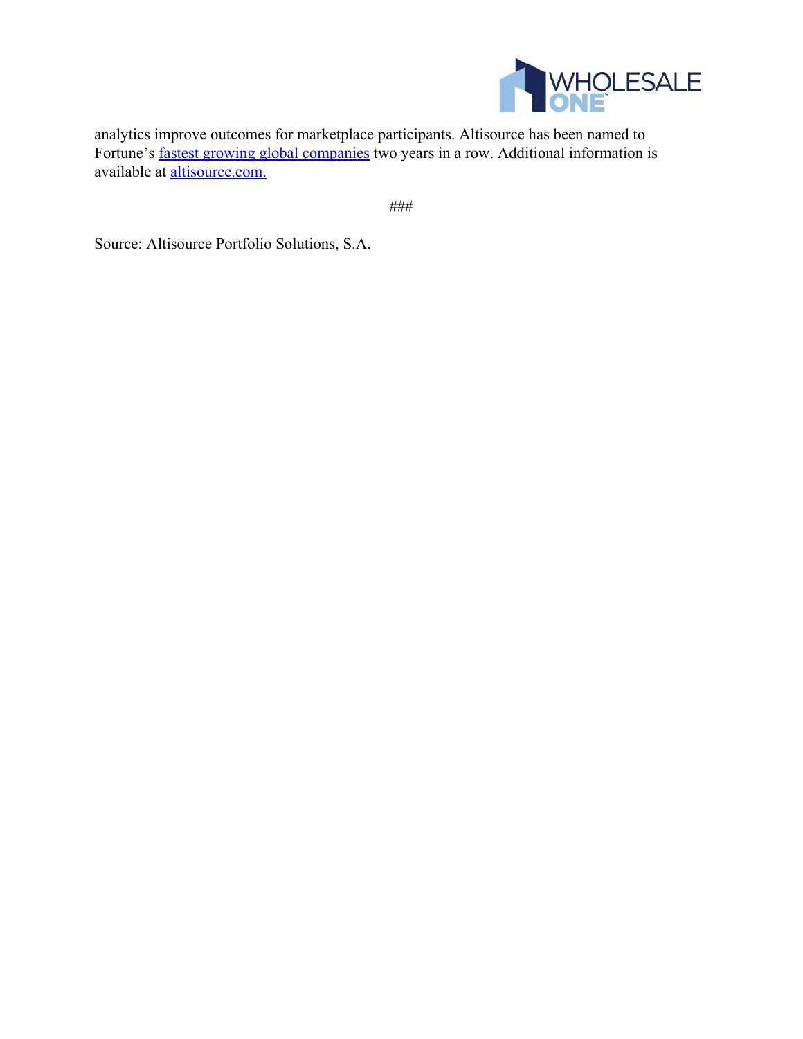analytics improve outcomes for marketplace participants. Altisource has been named to Fortune's fastest growing global companies two years in a row. Additional information is available at altisource.com.

###

Source: Altisource Portfolio Solutions, S.A.